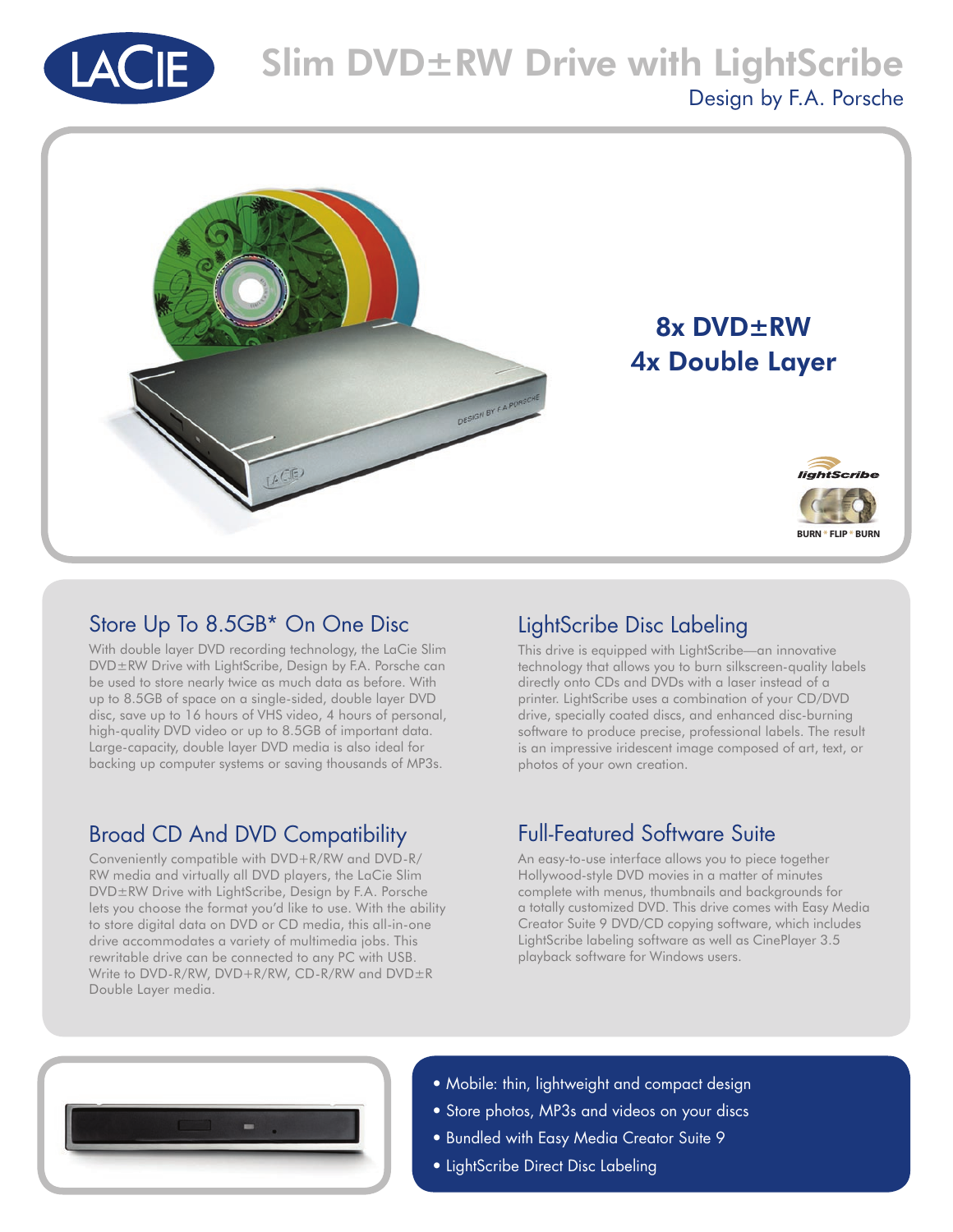# Slim DVD±RW Drive with LightScribe

Design by F.A. Porsche

**8x DVD±RW**
**4x Double Layer**

## Store Up To 8.5GB* On One Disc

With double layer DVD recording technology, the LaCie Slim DVD±RW Drive with LightScribe, Design by F.A. Porsche can be used to store nearly twice as much data as before. With up to 8.5GB of space on a single-sided, double layer DVD disc, save up to 16 hours of VHS video, 4 hours of personal, high-quality DVD video or up to 8.5GB of important data. Large-capacity, double layer DVD media is also ideal for backing up computer systems or saving thousands of MP3s.

## LightScribe Disc Labeling

This drive is equipped with LightScribe—an innovative technology that allows you to burn silkscreen-quality labels directly onto CDs and DVDs with a laser instead of a printer. LightScribe uses a combination of your CD/DVD drive, specially coated discs, and enhanced disc-burning software to produce precise, professional labels. The result is an impressive iridescent image composed of art, text, or photos of your own creation.

## Broad CD And DVD Compatibility

Conveniently compatible with DVD+R/RW and DVD-R/RW media and virtually all DVD players, the LaCie Slim DVD±RW Drive with LightScribe, Design by F.A. Porsche lets you choose the format you'd like to use. With the ability to store digital data on DVD or CD media, this all-in-one drive accommodates a variety of multimedia jobs. This rewritable drive can be connected to any PC with USB. Write to DVD-R/RW, DVD+R/RW, CD-R/RW and DVD±R Double Layer media.

## Full-Featured Software Suite

An easy-to-use interface allows you to piece together Hollywood-style DVD movies in a matter of minutes complete with menus, thumbnails and backgrounds for a totally customized DVD. This drive comes with Easy Media Creator Suite 9 DVD/CD copying software, which includes LightScribe labeling software as well as CinePlayer 3.5 playback software for Windows users.

- Mobile: thin, lightweight and compact design
- Store photos, MP3s and videos on your discs
- Bundled with Easy Media Creator Suite 9
- LightScribe Direct Disc Labeling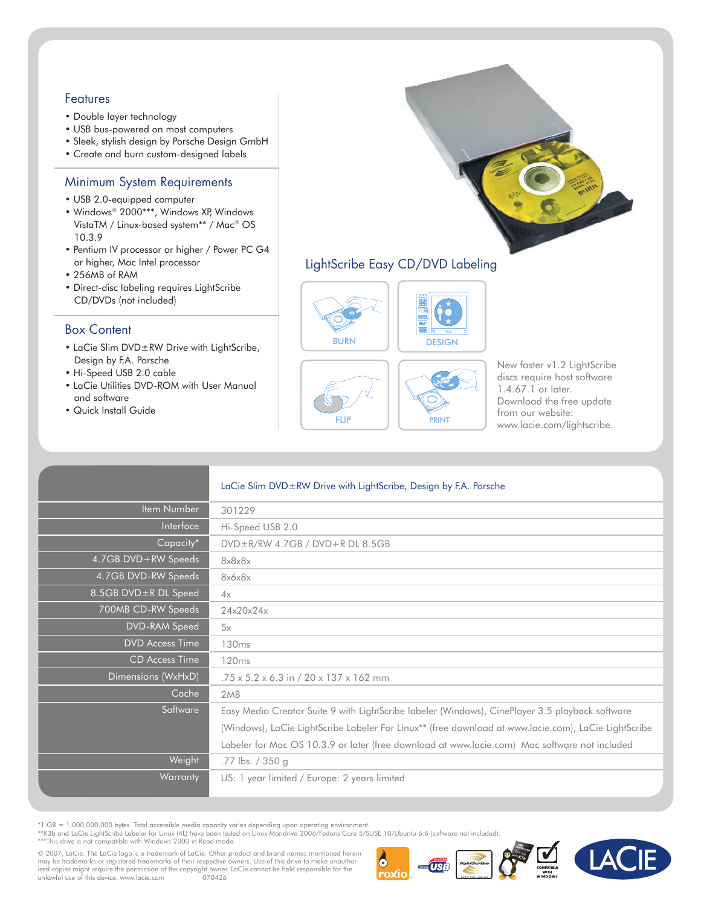## Features

- Double layer technology
- USB bus-powered on most computers
- Sleek, stylish design by Porsche Design GmbH
- Create and burn custom-designed labels

## Minimum System Requirements

- USB 2.0-equipped computer
- Windows® 2000***, Windows XP, Windows VistaTM / Linux-based system** / Mac® OS 10.3.9
- Pentium IV processor or higher / Power PC G4 or higher, Mac Intel processor
- 256MB of RAM
- Direct-disc labeling requires LightScribe CD/DVDs (not included)

## Box Content

- LaCie Slim DVD±RW Drive with LightScribe, Design by F.A. Porsche
- Hi-Speed USB 2.0 cable
- LaCie Utilities DVD-ROM with User Manual and software
- Quick Install Guide

## LightScribe Easy CD/DVD Labeling

BURN

DESIGN

FLIP

PRINT

New faster v1.2 LightScribe discs require host software 1.4.67.1 or later. Download the free update from our website: www.lacie.com/lightscribe.

| | LaCie Slim DVD±RW Drive with LightScribe, Design by F.A. Porsche |
|---|---|
| Item Number | 301229 |
| Interface | Hi-Speed USB 2.0 |
| Capacity* | DVD±R/RW 4.7GB / DVD+R DL 8.5GB |
| 4.7GB DVD+RW Speeds | 8x8x8x |
| 4.7GB DVD-RW Speeds | 8x6x8x |
| 8.5GB DVD±R DL Speed | 4x |
| 700MB CD-RW Speeds | 24x20x24x |
| DVD-RAM Speed | 5x |
| DVD Access Time | 130ms |
| CD Access Time | 120ms |
| Dimensions (WxHxD) | .75 x 5.2 x 6.3 in / 20 x 137 x 162 mm |
| Cache | 2MB |
| Software | Easy Media Creator Suite 9 with LightScribe labeler (Windows), CinePlayer 3.5 playback software (Windows), LaCie LightScribe Labeler For Linux** (free download at www.lacie.com), LaCie LightScribe Labeler for Mac OS 10.3.9 or later (free download at www.lacie.com) Mac software not included |
| Weight | .77 lbs. / 350 g |
| Warranty | US: 1 year limited / Europe: 2 years limited |

*1 GB = 1,000,000,000 bytes. Total accessible media capacity varies depending upon operating environment.
**K3b and LaCie LightScribe Labeler for Linux (4L) have been tested on Linux Mandriva 2006/Fedora Core 5/SUSE 10/Ubuntu 6.6 (software not included).
***This drive is not compatible with Windows 2000 in Read mode.

© 2007, LaCie. The LaCie logo is a trademark of LaCie. Other product and brand names mentioned herein may be trademarks or registered trademarks of their respective owners. Use of this drive to make unauthorized copies might require the permission of the copyright owner. LaCie cannot be held responsible for the unlawful use of this device. www.lacie.com 070426